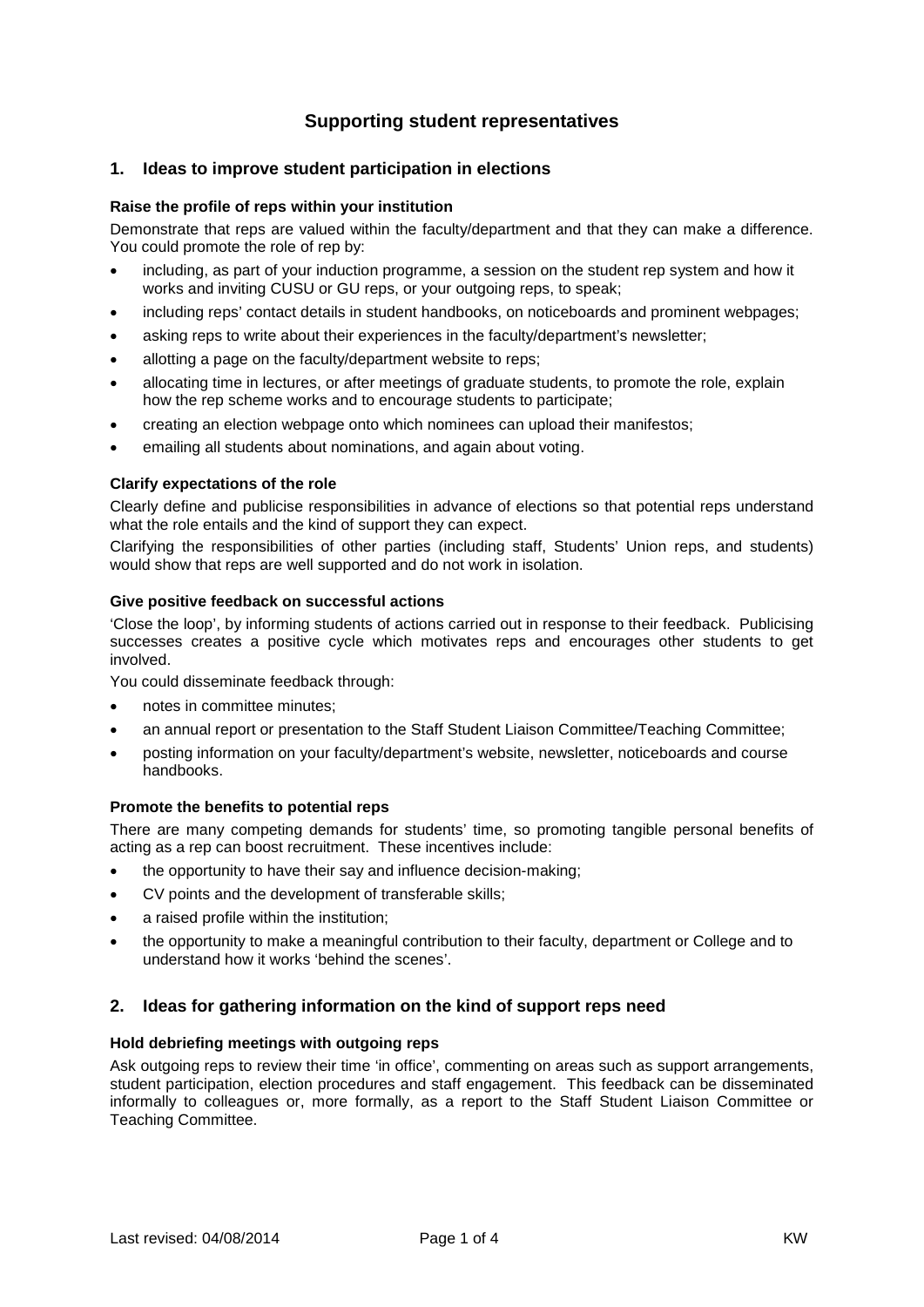# Supporting student representatives

## 1. Ideas to improve student participation in elections

### Raise the profile of reps within your institution

Demonstrate that reps are valued within the faculty/department and that they can make a difference. You could promote the role of rep by:

- including, as part of your induction programme, a session on the student rep system and how it works and inviting CUSU or GU reps, or your outgoing reps, to speak;
- including reps' contact details in student handbooks, on noticeboards and prominent webpages;
- asking reps to write about their experiences in the faculty/department's newsletter;
- allotting a page on the faculty/department website to reps;
- allocating time in lectures, or after meetings of graduate students, to promote the role, explain how the rep scheme works and to encourage students to participate;
- creating an election webpage onto which nominees can upload their manifestos;
- emailing all students about nominations, and again about voting.

### Clarify expectations of the role

Clearly define and publicise responsibilities in advance of elections so that potential reps understand what the role entails and the kind of support they can expect.

Clarifying the responsibilities of other parties (including staff, Students' Union reps, and students) would show that reps are well supported and do not work in isolation.

### Give positive feedback on successful actions

'Close the loop', by informing students of actions carried out in response to their feedback. Publicising successes creates a positive cycle which motivates reps and encourages other students to get involved.

You could disseminate feedback through:

- notes in committee minutes;
- an annual report or presentation to the Staff Student Liaison Committee/Teaching Committee;
- posting information on your faculty/department's website, newsletter, noticeboards and course handbooks.

### Promote the benefits to potential reps

There are many competing demands for students' time, so promoting tangible personal benefits of acting as a rep can boost recruitment. These incentives include:

- the opportunity to have their say and influence decision-making;
- CV points and the development of transferable skills;
- a raised profile within the institution;
- the opportunity to make a meaningful contribution to their faculty, department or College and to understand how it works 'behind the scenes'.

## 2. Ideas for gathering information on the kind of support reps need

### Hold debriefing meetings with outgoing reps

Ask outgoing reps to review their time 'in office', commenting on areas such as support arrangements, student participation, election procedures and staff engagement. This feedback can be disseminated informally to colleagues or, more formally, as a report to the Staff Student Liaison Committee or Teaching Committee.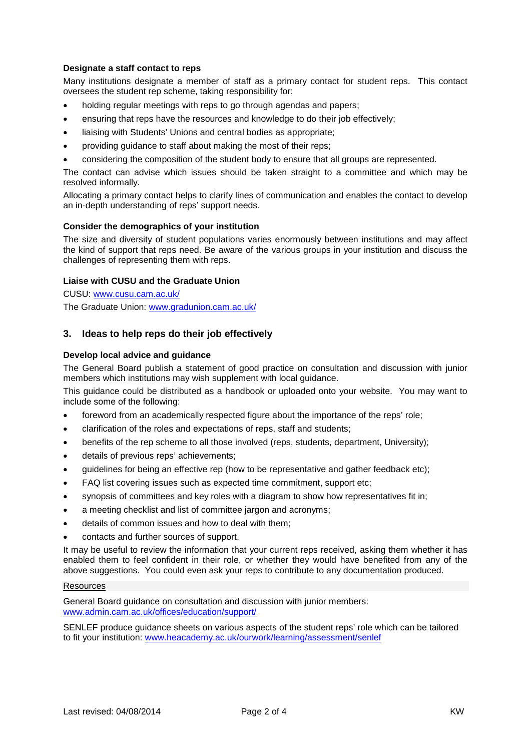**Designate a staff contact to reps**

Many institutions designate a member of staff as a primary contact for student reps. This contact oversees the student rep scheme, taking responsibility for:

- holding regular meetings with reps to go through agendas and papers;
- ensuring that reps have the resources and knowledge to do their job effectively;
- liaising with Students' Unions and central bodies as appropriate;
- providing guidance to staff about making the most of their reps;
- considering the composition of the student body to ensure that all groups are represented.

The contact can advise which issues should be taken straight to a committee and which may be resolved informally.

Allocating a primary contact helps to clarify lines of communication and enables the contact to develop an in-depth understanding of reps' support needs.

**Consider the demographics of your institution**

The size and diversity of student populations varies enormously between institutions and may affect the kind of support that reps need. Be aware of the various groups in your institution and discuss the challenges of representing them with reps.

**Liaise with CUSU and the Graduate Union**

CUSU: [www.cusu.cam.ac.uk/](www.cusu.cam.ac.uk/)

The Graduate Union: [www.gradunion.cam.ac.uk/](www.gradunion.cam.ac.uk/)

## 3. Ideas to help reps do their job effectively

**Develop local advice and guidance**

The General Board publish a statement of good practice on consultation and discussion with junior members which institutions may wish supplement with local guidance.

This guidance could be distributed as a handbook or uploaded onto your website. You may want to include some of the following:

- foreword from an academically respected figure about the importance of the reps' role;
- clarification of the roles and expectations of reps, staff and students;
- benefits of the rep scheme to all those involved (reps, students, department, University);
- details of previous reps' achievements;
- guidelines for being an effective rep (how to be representative and gather feedback etc);
- FAQ list covering issues such as expected time commitment, support etc;
- synopsis of committees and key roles with a diagram to show how representatives fit in;
- a meeting checklist and list of committee jargon and acronyms;
- details of common issues and how to deal with them;
- contacts and further sources of support.

It may be useful to review the information that your current reps received, asking them whether it has enabled them to feel confident in their role, or whether they would have benefited from any of the above suggestions. You could even ask your reps to contribute to any documentation produced.

Resources

General Board guidance on consultation and discussion with junior members: [www.admin.cam.ac.uk/offices/education/support/](www.admin.cam.ac.uk/offices/education/support/)

SENLEF produce guidance sheets on various aspects of the student reps' role which can be tailored to fit your institution: [www.heacademy.ac.uk/ourwork/learning/assessment/senlef](www.heacademy.ac.uk/ourwork/learning/assessment/senlef)

Last revised: 04/08/2014 KW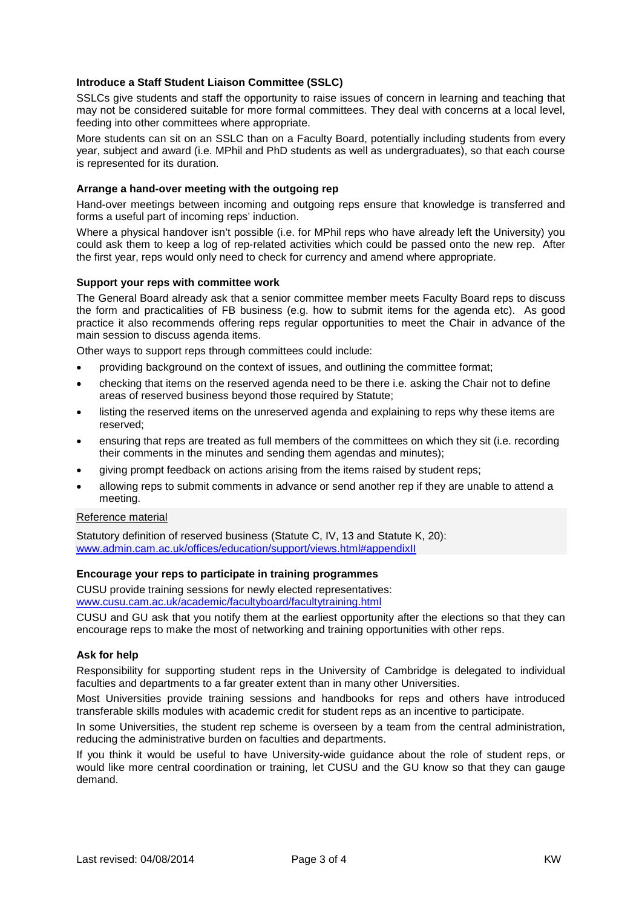### Introduce a Staff Student Liaison Committee (SSLC)

SSLCs give students and staff the opportunity to raise issues of concern in learning and teaching that may not be considered suitable for more formal committees. They deal with concerns at a local level, feeding into other committees where appropriate.

More students can sit on an SSLC than on a Faculty Board, potentially including students from every year, subject and award (i.e. MPhil and PhD students as well as undergraduates), so that each course is represented for its duration.

### Arrange a hand-over meeting with the outgoing rep

Hand-over meetings between incoming and outgoing reps ensure that knowledge is transferred and forms a useful part of incoming reps' induction.

Where a physical handover isn't possible (i.e. for MPhil reps who have already left the University) you could ask them to keep a log of rep-related activities which could be passed onto the new rep. After the first year, reps would only need to check for currency and amend where appropriate.

### Support your reps with committee work

The General Board already ask that a senior committee member meets Faculty Board reps to discuss the form and practicalities of FB business (e.g. how to submit items for the agenda etc). As good practice it also recommends offering reps regular opportunities to meet the Chair in advance of the main session to discuss agenda items.

Other ways to support reps through committees could include:

- providing background on the context of issues, and outlining the committee format;
- checking that items on the reserved agenda need to be there i.e. asking the Chair not to define areas of reserved business beyond those required by Statute;
- listing the reserved items on the unreserved agenda and explaining to reps why these items are reserved;
- ensuring that reps are treated as full members of the committees on which they sit (i.e. recording their comments in the minutes and sending them agendas and minutes);
- giving prompt feedback on actions arising from the items raised by student reps;
- allowing reps to submit comments in advance or send another rep if they are unable to attend a meeting.

Reference material

Statutory definition of reserved business (Statute C, IV, 13 and Statute K, 20): www.admin.cam.ac.uk/offices/education/support/views.html#appendixII

### Encourage your reps to participate in training programmes

CUSU provide training sessions for newly elected representatives: www.cusu.cam.ac.uk/academic/facultyboard/facultytraining.html

CUSU and GU ask that you notify them at the earliest opportunity after the elections so that they can encourage reps to make the most of networking and training opportunities with other reps.

### Ask for help

Responsibility for supporting student reps in the University of Cambridge is delegated to individual faculties and departments to a far greater extent than in many other Universities.

Most Universities provide training sessions and handbooks for reps and others have introduced transferable skills modules with academic credit for student reps as an incentive to participate.

In some Universities, the student rep scheme is overseen by a team from the central administration, reducing the administrative burden on faculties and departments.

If you think it would be useful to have University-wide guidance about the role of student reps, or would like more central coordination or training, let CUSU and the GU know so that they can gauge demand.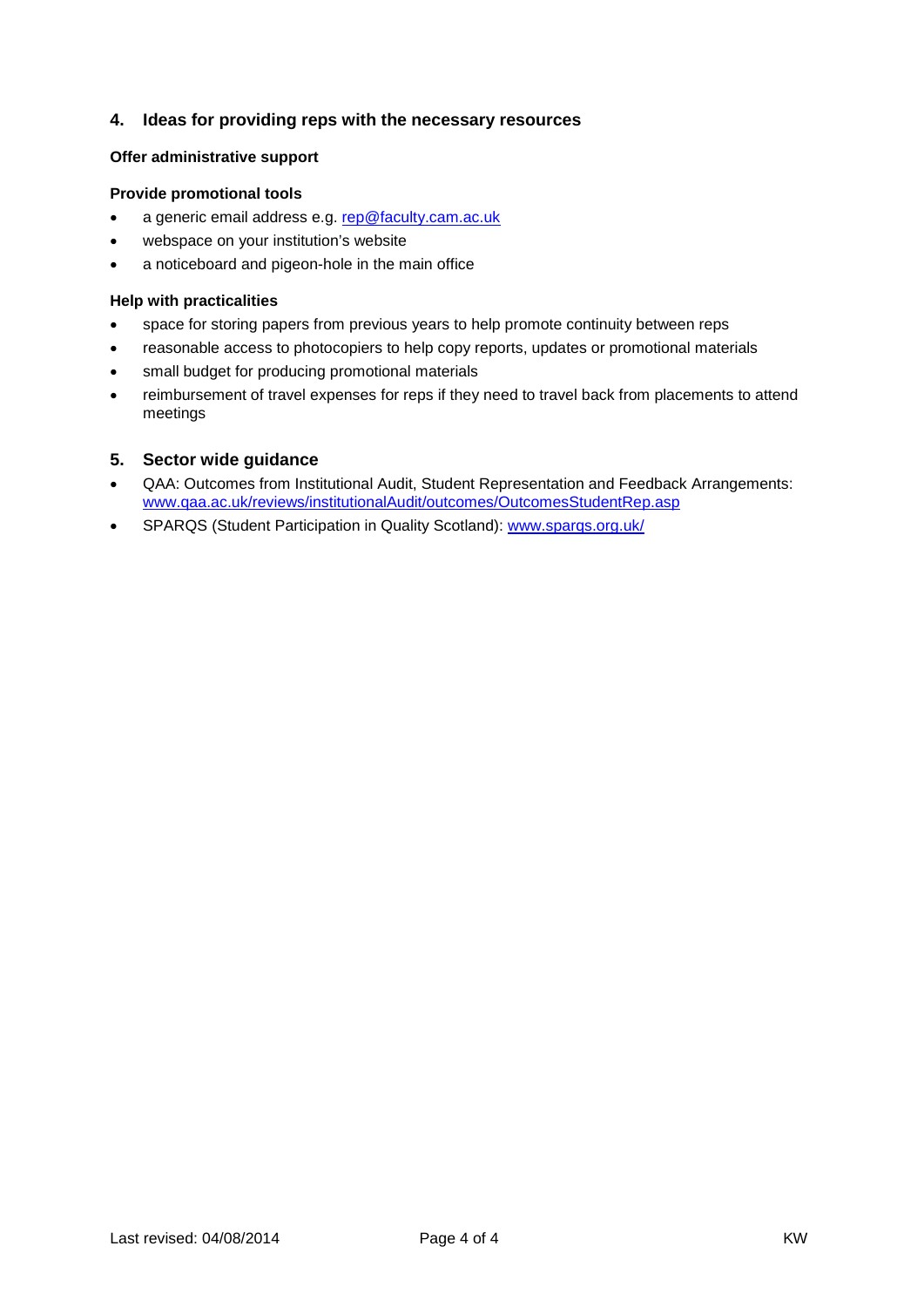## 4. Ideas for providing reps with the necessary resources

**Offer administrative support**

**Provide promotional tools**

- a generic email address e.g. rep@faculty.cam.ac.uk
- webspace on your institution's website
- a noticeboard and pigeon-hole in the main office

**Help with practicalities**

- space for storing papers from previous years to help promote continuity between reps
- reasonable access to photocopiers to help copy reports, updates or promotional materials
- small budget for producing promotional materials
- reimbursement of travel expenses for reps if they need to travel back from placements to attend meetings

## 5. Sector wide guidance

- QAA: Outcomes from Institutional Audit, Student Representation and Feedback Arrangements: www.qaa.ac.uk/reviews/institutionalAudit/outcomes/OutcomesStudentRep.asp
- SPARQS (Student Participation in Quality Scotland): www.sparqs.org.uk/

Last revised: 04/08/2014 KW